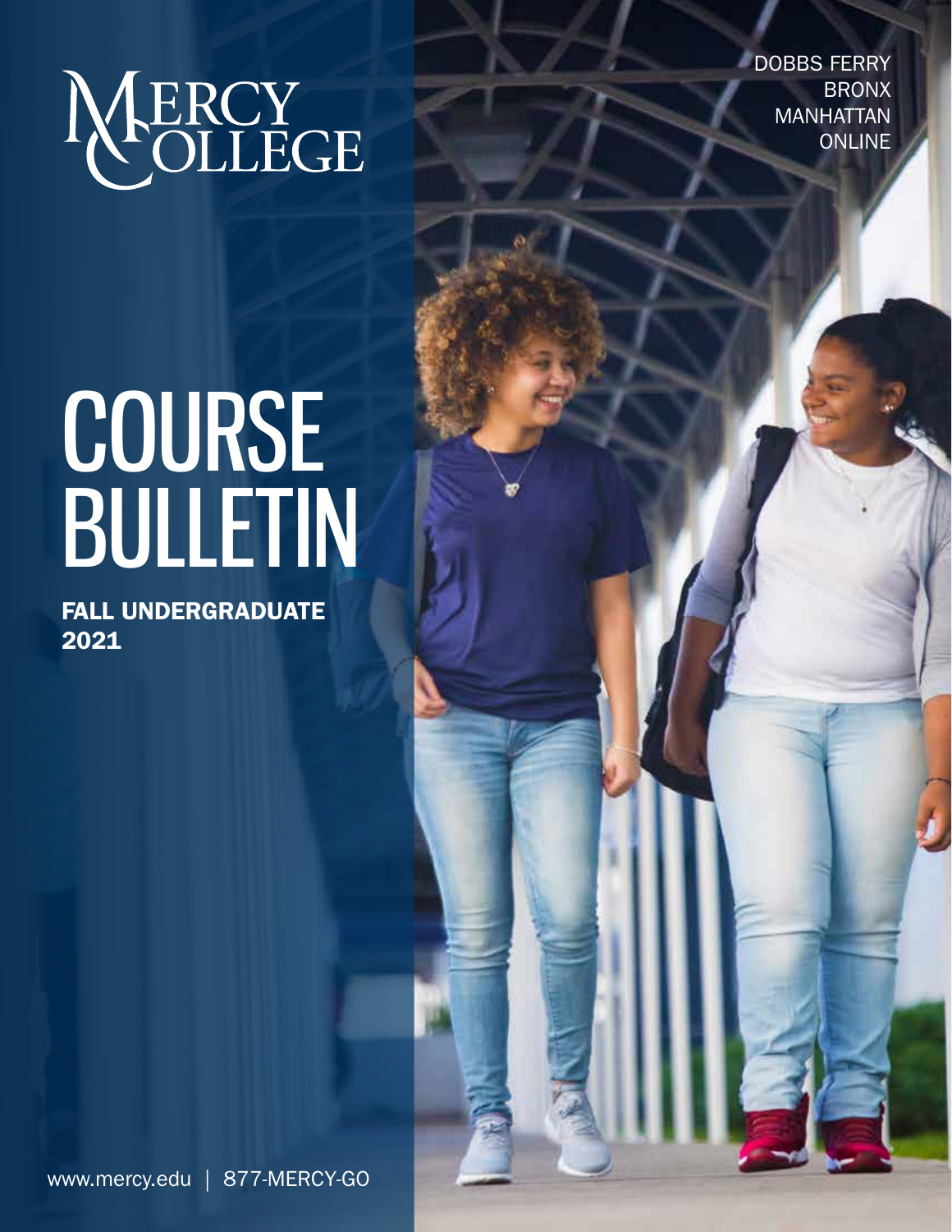# MERCY COLLEGE

DOBBS FERRY
BRONX
MANHATTAN
ONLINE

# COURSE BULLETIN

## FALL UNDERGRADUATE 2021

www.mercy.edu | 877-MERCY-GO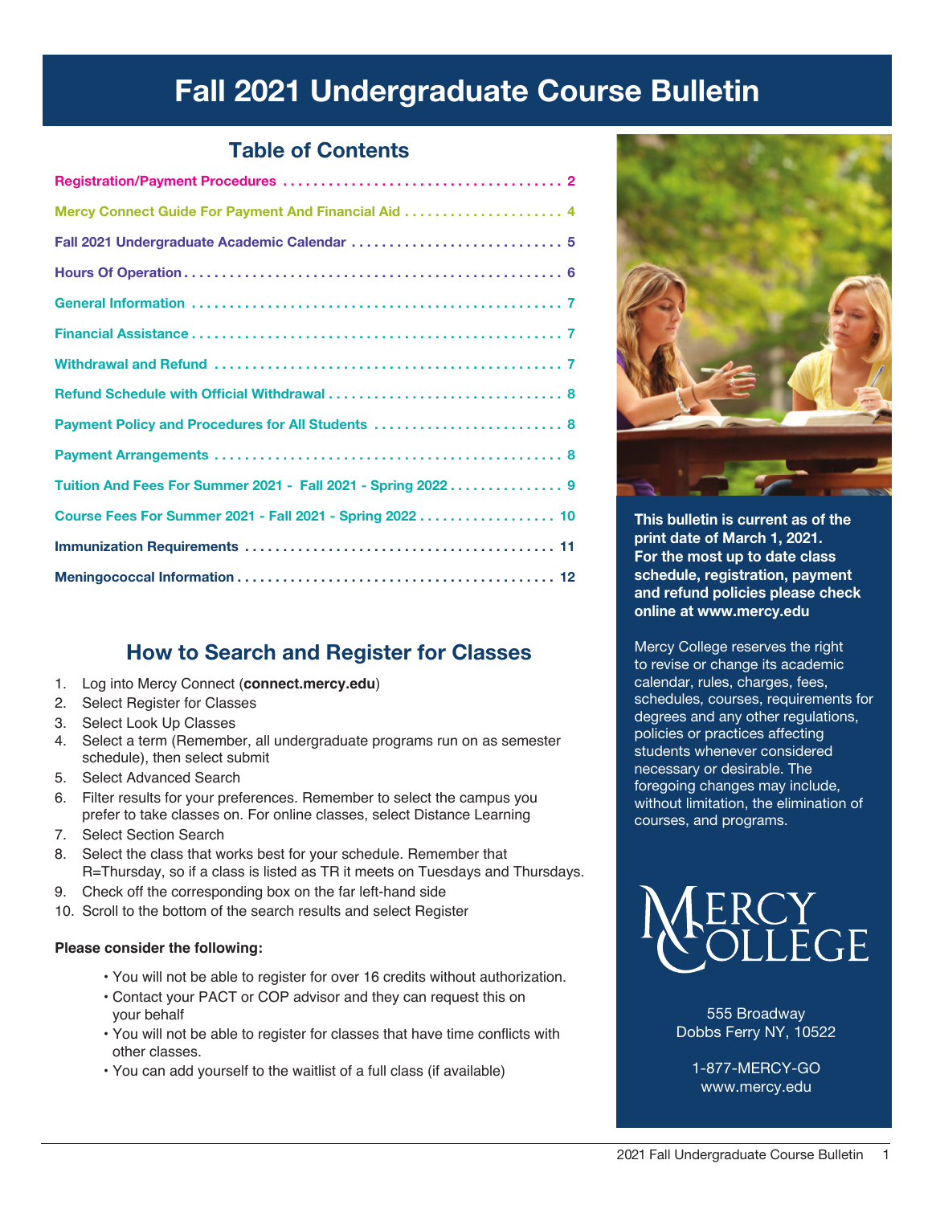# Fall 2021 Undergraduate Course Bulletin

## Table of Contents

| Section | Page |
|---|---|
| Registration/Payment Procedures | 2 |
| Mercy Connect Guide For Payment And Financial Aid | 4 |
| Fall 2021 Undergraduate Academic Calendar | 5 |
| Hours Of Operation | 6 |
| General Information | 7 |
| Financial Assistance | 7 |
| Withdrawal and Refund | 7 |
| Refund Schedule with Official Withdrawal | 8 |
| Payment Policy and Procedures for All Students | 8 |
| Payment Arrangements | 8 |
| Tuition And Fees For Summer 2021 - Fall 2021 - Spring 2022 | 9 |
| Course Fees For Summer 2021 - Fall 2021 - Spring 2022 | 10 |
| Immunization Requirements | 11 |
| Meningococcal Information | 12 |

## How to Search and Register for Classes

1. Log into Mercy Connect (**connect.mercy.edu**)
2. Select Register for Classes
3. Select Look Up Classes
4. Select a term (Remember, all undergraduate programs run on as semester schedule), then select submit
5. Select Advanced Search
6. Filter results for your preferences. Remember to select the campus you prefer to take classes on. For online classes, select Distance Learning
7. Select Section Search
8. Select the class that works best for your schedule. Remember that R=Thursday, so if a class is listed as TR it meets on Tuesdays and Thursdays.
9. Check off the corresponding box on the far left-hand side
10. Scroll to the bottom of the search results and select Register

**Please consider the following:**

- You will not be able to register for over 16 credits without authorization.
- Contact your PACT or COP advisor and they can request this on your behalf
- You will not be able to register for classes that have time conflicts with other classes.
- You can add yourself to the waitlist of a full class (if available)

**This bulletin is current as of the print date of March 1, 2021. For the most up to date class schedule, registration, payment and refund policies please check online at www.mercy.edu**

Mercy College reserves the right to revise or change its academic calendar, rules, charges, fees, schedules, courses, requirements for degrees and any other regulations, policies or practices affecting students whenever considered necessary or desirable. The foregoing changes may include, without limitation, the elimination of courses, and programs.

MERCY COLLEGE

555 Broadway
Dobbs Ferry NY, 10522

1-877-MERCY-GO
www.mercy.edu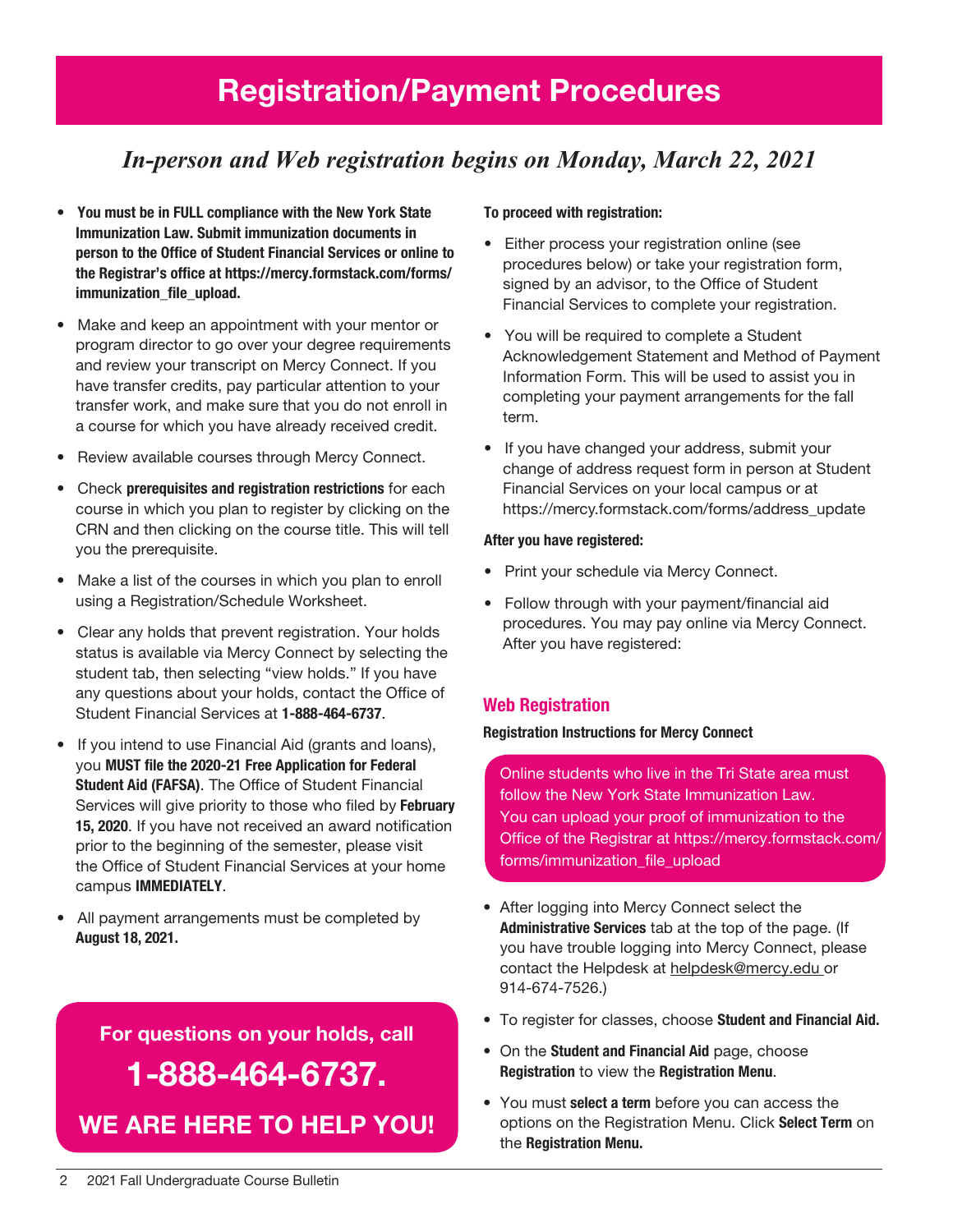# Registration/Payment Procedures

## *In-person and Web registration begins on Monday, March 22, 2021*

- **You must be in FULL compliance with the New York State Immunization Law. Submit immunization documents in person to the Office of Student Financial Services or online to the Registrar's office at https://mercy.formstack.com/forms/immunization_file_upload.**
- Make and keep an appointment with your mentor or program director to go over your degree requirements and review your transcript on Mercy Connect. If you have transfer credits, pay particular attention to your transfer work, and make sure that you do not enroll in a course for which you have already received credit.
- Review available courses through Mercy Connect.
- Check **prerequisites and registration restrictions** for each course in which you plan to register by clicking on the CRN and then clicking on the course title. This will tell you the prerequisite.
- Make a list of the courses in which you plan to enroll using a Registration/Schedule Worksheet.
- Clear any holds that prevent registration. Your holds status is available via Mercy Connect by selecting the student tab, then selecting "view holds." If you have any questions about your holds, contact the Office of Student Financial Services at **1-888-464-6737**.
- If you intend to use Financial Aid (grants and loans), you **MUST file the 2020-21 Free Application for Federal Student Aid (FAFSA)**. The Office of Student Financial Services will give priority to those who filed by **February 15, 2020**. If you have not received an award notification prior to the beginning of the semester, please visit the Office of Student Financial Services at your home campus **IMMEDIATELY**.
- All payment arrangements must be completed by **August 18, 2021.**

**For questions on your holds, call**

**1-888-464-6737.**

**WE ARE HERE TO HELP YOU!**

**To proceed with registration:**

- Either process your registration online (see procedures below) or take your registration form, signed by an advisor, to the Office of Student Financial Services to complete your registration.
- You will be required to complete a Student Acknowledgement Statement and Method of Payment Information Form. This will be used to assist you in completing your payment arrangements for the fall term.
- If you have changed your address, submit your change of address request form in person at Student Financial Services on your local campus or at https://mercy.formstack.com/forms/address_update

**After you have registered:**

- Print your schedule via Mercy Connect.
- Follow through with your payment/financial aid procedures. You may pay online via Mercy Connect. After you have registered:

### Web Registration

**Registration Instructions for Mercy Connect**

Online students who live in the Tri State area must follow the New York State Immunization Law. You can upload your proof of immunization to the Office of the Registrar at https://mercy.formstack.com/forms/immunization_file_upload

- After logging into Mercy Connect select the **Administrative Services** tab at the top of the page. (If you have trouble logging into Mercy Connect, please contact the Helpdesk at helpdesk@mercy.edu or 914-674-7526.)
- To register for classes, choose **Student and Financial Aid.**
- On the **Student and Financial Aid** page, choose **Registration** to view the **Registration Menu**.
- You must **select a term** before you can access the options on the Registration Menu. Click **Select Term** on the **Registration Menu.**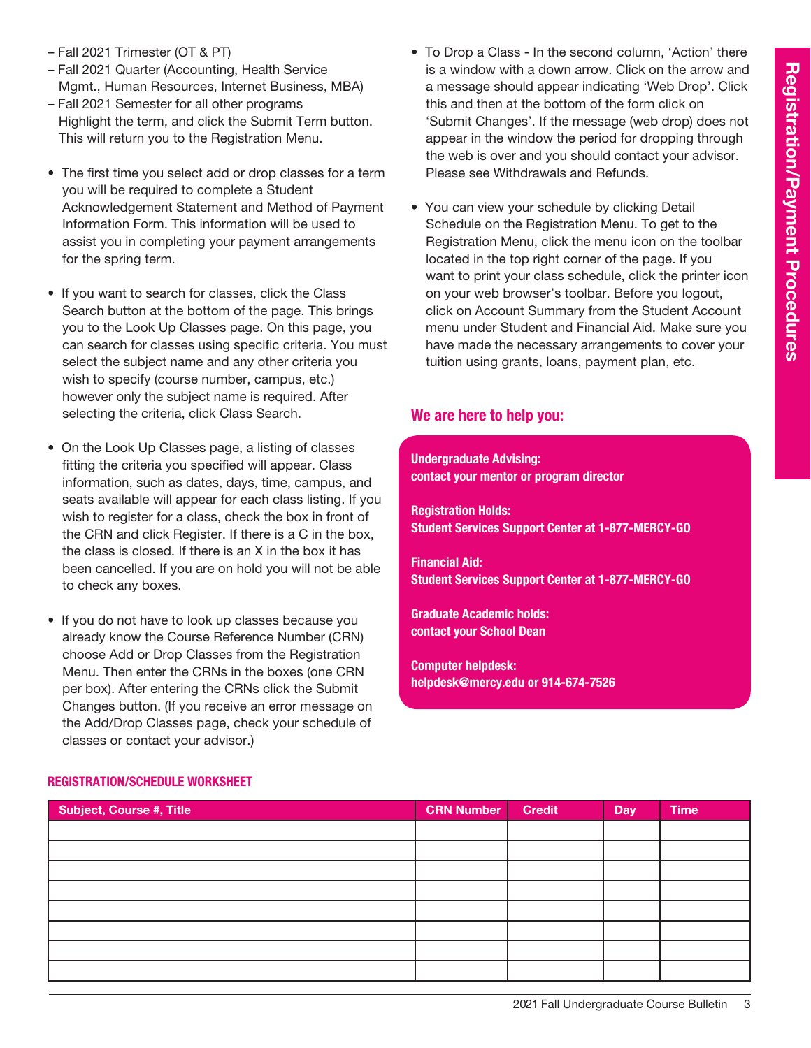– Fall 2021 Trimester (OT & PT)
– Fall 2021 Quarter (Accounting, Health Service Mgmt., Human Resources, Internet Business, MBA)
– Fall 2021 Semester for all other programs
Highlight the term, and click the Submit Term button. This will return you to the Registration Menu.

- The first time you select add or drop classes for a term you will be required to complete a Student Acknowledgement Statement and Method of Payment Information Form. This information will be used to assist you in completing your payment arrangements for the spring term.

- If you want to search for classes, click the Class Search button at the bottom of the page. This brings you to the Look Up Classes page. On this page, you can search for classes using specific criteria. You must select the subject name and any other criteria you wish to specify (course number, campus, etc.) however only the subject name is required. After selecting the criteria, click Class Search.

- On the Look Up Classes page, a listing of classes fitting the criteria you specified will appear. Class information, such as dates, days, time, campus, and seats available will appear for each class listing. If you wish to register for a class, check the box in front of the CRN and click Register. If there is a C in the box, the class is closed. If there is an X in the box it has been cancelled. If you are on hold you will not be able to check any boxes.

- If you do not have to look up classes because you already know the Course Reference Number (CRN) choose Add or Drop Classes from the Registration Menu. Then enter the CRNs in the boxes (one CRN per box). After entering the CRNs click the Submit Changes button. (If you receive an error message on the Add/Drop Classes page, check your schedule of classes or contact your advisor.)

- To Drop a Class - In the second column, 'Action' there is a window with a down arrow. Click on the arrow and a message should appear indicating 'Web Drop'. Click this and then at the bottom of the form click on 'Submit Changes'. If the message (web drop) does not appear in the window the period for dropping through the web is over and you should contact your advisor. Please see Withdrawals and Refunds.

- You can view your schedule by clicking Detail Schedule on the Registration Menu. To get to the Registration Menu, click the menu icon on the toolbar located in the top right corner of the page. If you want to print your class schedule, click the printer icon on your web browser's toolbar. Before you logout, click on Account Summary from the Student Account menu under Student and Financial Aid. Make sure you have made the necessary arrangements to cover your tuition using grants, loans, payment plan, etc.

## We are here to help you:

**Undergraduate Advising:**
**contact your mentor or program director**

**Registration Holds:**
**Student Services Support Center at 1-877-MERCY-GO**

**Financial Aid:**
**Student Services Support Center at 1-877-MERCY-GO**

**Graduate Academic holds:**
**contact your School Dean**

**Computer helpdesk:**
**helpdesk@mercy.edu or 914-674-7526**

### REGISTRATION/SCHEDULE WORKSHEET

| Subject, Course #, Title | CRN Number | Credit | Day | Time |
|---|---|---|---|---|
| | | | | |
| | | | | |
| | | | | |
| | | | | |
| | | | | |
| | | | | |
| | | | | |
| | | | | |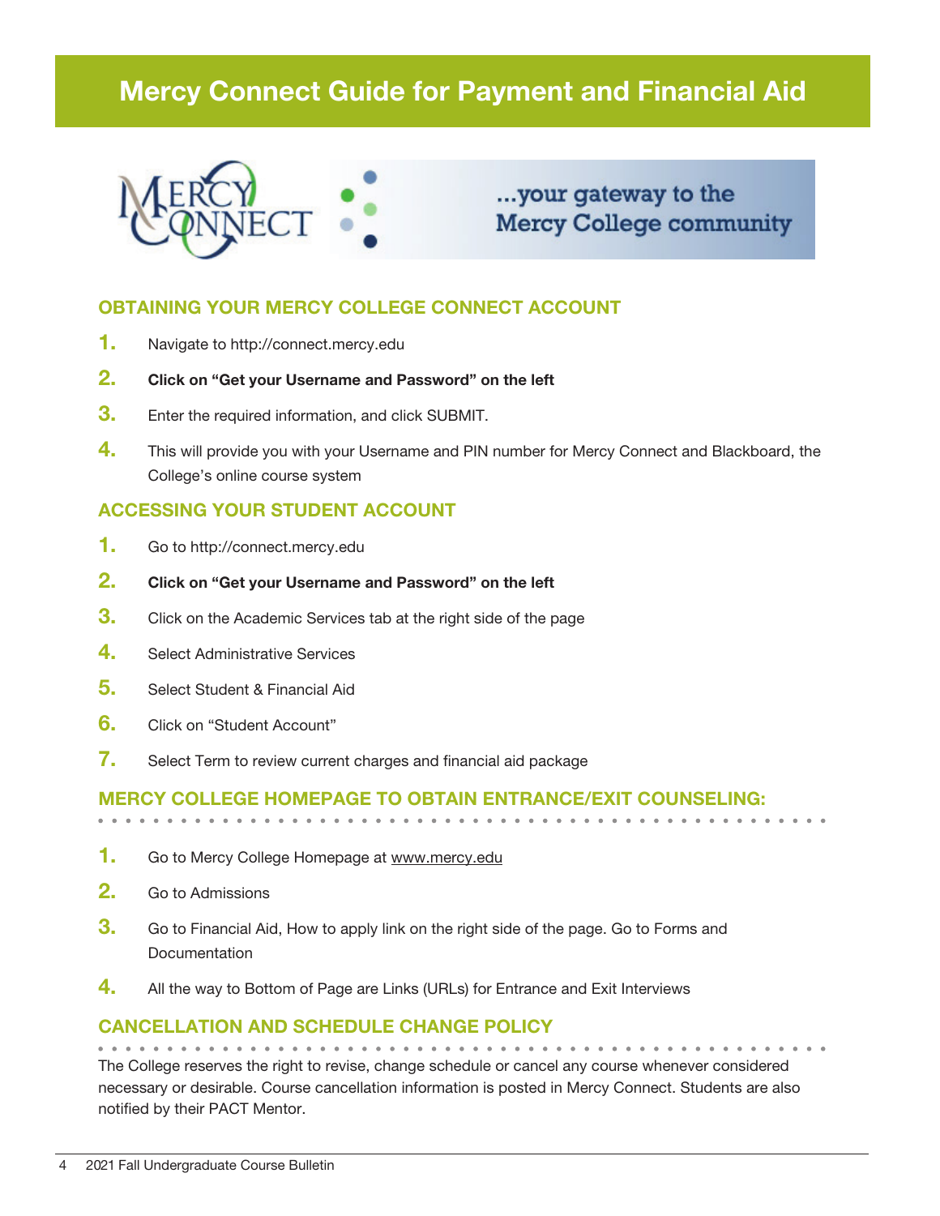# Mercy Connect Guide for Payment and Financial Aid

...your gateway to the Mercy College community

## OBTAINING YOUR MERCY COLLEGE CONNECT ACCOUNT

1. Navigate to http://connect.mercy.edu
2. **Click on "Get your Username and Password" on the left**
3. Enter the required information, and click SUBMIT.
4. This will provide you with your Username and PIN number for Mercy Connect and Blackboard, the College's online course system

## ACCESSING YOUR STUDENT ACCOUNT

1. Go to http://connect.mercy.edu
2. **Click on "Get your Username and Password" on the left**
3. Click on the Academic Services tab at the right side of the page
4. Select Administrative Services
5. Select Student & Financial Aid
6. Click on "Student Account"
7. Select Term to review current charges and financial aid package

## MERCY COLLEGE HOMEPAGE TO OBTAIN ENTRANCE/EXIT COUNSELING:

1. Go to Mercy College Homepage at www.mercy.edu
2. Go to Admissions
3. Go to Financial Aid, How to apply link on the right side of the page. Go to Forms and Documentation
4. All the way to Bottom of Page are Links (URLs) for Entrance and Exit Interviews

## CANCELLATION AND SCHEDULE CHANGE POLICY

The College reserves the right to revise, change schedule or cancel any course whenever considered necessary or desirable. Course cancellation information is posted in Mercy Connect. Students are also notified by their PACT Mentor.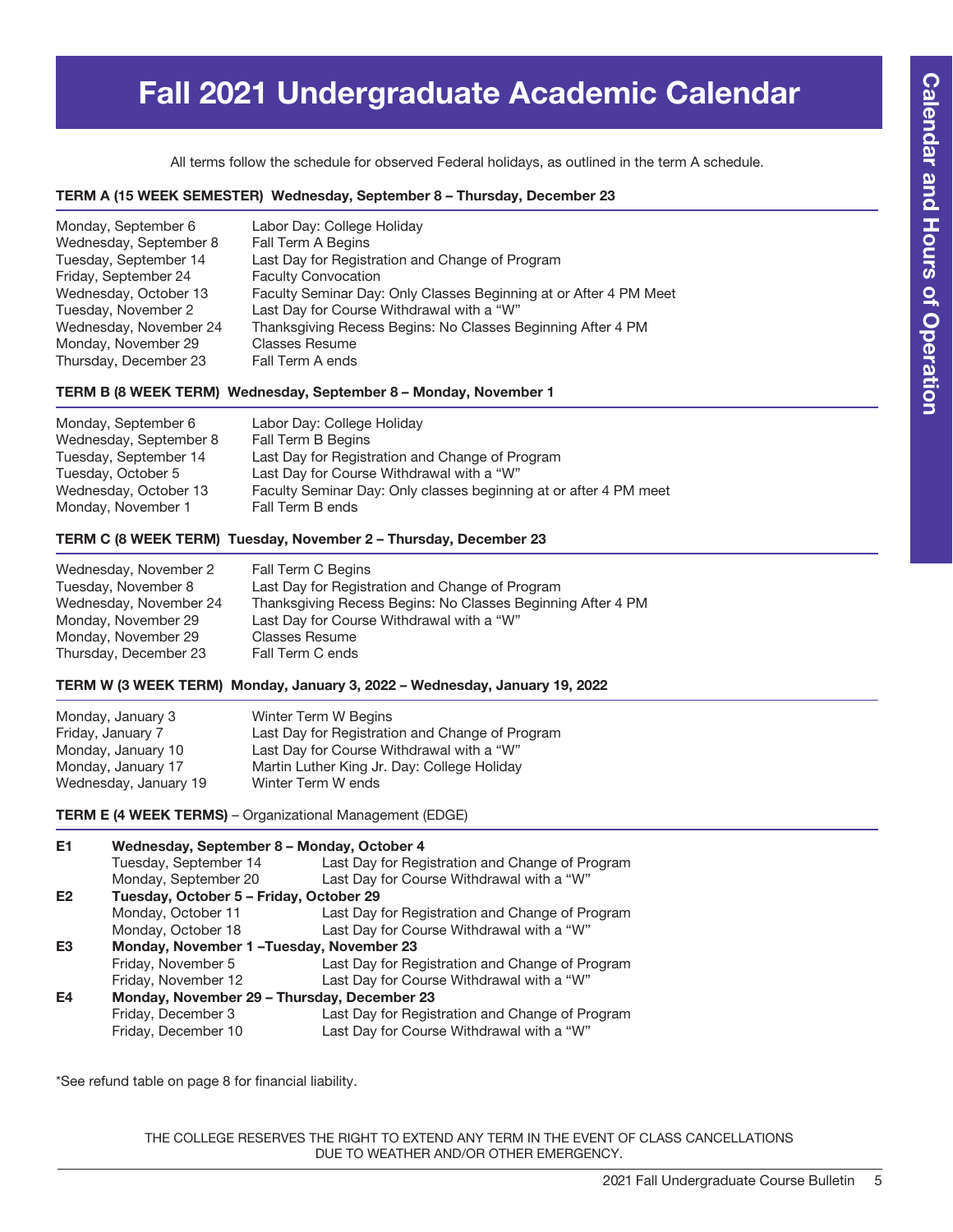# Fall 2021 Undergraduate Academic Calendar

All terms follow the schedule for observed Federal holidays, as outlined in the term A schedule.

### TERM A (15 WEEK SEMESTER) Wednesday, September 8 – Thursday, December 23

| | |
|---|---|
| Monday, September 6 | Labor Day: College Holiday |
| Wednesday, September 8 | Fall Term A Begins |
| Tuesday, September 14 | Last Day for Registration and Change of Program |
| Friday, September 24 | Faculty Convocation |
| Wednesday, October 13 | Faculty Seminar Day: Only Classes Beginning at or After 4 PM Meet |
| Tuesday, November 2 | Last Day for Course Withdrawal with a "W" |
| Wednesday, November 24 | Thanksgiving Recess Begins: No Classes Beginning After 4 PM |
| Monday, November 29 | Classes Resume |
| Thursday, December 23 | Fall Term A ends |

### TERM B (8 WEEK TERM) Wednesday, September 8 – Monday, November 1

| | |
|---|---|
| Monday, September 6 | Labor Day: College Holiday |
| Wednesday, September 8 | Fall Term B Begins |
| Tuesday, September 14 | Last Day for Registration and Change of Program |
| Tuesday, October 5 | Last Day for Course Withdrawal with a "W" |
| Wednesday, October 13 | Faculty Seminar Day: Only classes beginning at or after 4 PM meet |
| Monday, November 1 | Fall Term B ends |

### TERM C (8 WEEK TERM) Tuesday, November 2 – Thursday, December 23

| | |
|---|---|
| Wednesday, November 2 | Fall Term C Begins |
| Tuesday, November 8 | Last Day for Registration and Change of Program |
| Wednesday, November 24 | Thanksgiving Recess Begins: No Classes Beginning After 4 PM |
| Monday, November 29 | Last Day for Course Withdrawal with a "W" |
| Monday, November 29 | Classes Resume |
| Thursday, December 23 | Fall Term C ends |

### TERM W (3 WEEK TERM) Monday, January 3, 2022 – Wednesday, January 19, 2022

| | |
|---|---|
| Monday, January 3 | Winter Term W Begins |
| Friday, January 7 | Last Day for Registration and Change of Program |
| Monday, January 10 | Last Day for Course Withdrawal with a "W" |
| Monday, January 17 | Martin Luther King Jr. Day: College Holiday |
| Wednesday, January 19 | Winter Term W ends |

### TERM E (4 WEEK TERMS) – Organizational Management (EDGE)

| | | |
|---|---|---|
| **E1** | **Wednesday, September 8 – Monday, October 4** | |
| | Tuesday, September 14 | Last Day for Registration and Change of Program |
| | Monday, September 20 | Last Day for Course Withdrawal with a "W" |
| **E2** | **Tuesday, October 5 – Friday, October 29** | |
| | Monday, October 11 | Last Day for Registration and Change of Program |
| | Monday, October 18 | Last Day for Course Withdrawal with a "W" |
| **E3** | **Monday, November 1 –Tuesday, November 23** | |
| | Friday, November 5 | Last Day for Registration and Change of Program |
| | Friday, November 12 | Last Day for Course Withdrawal with a "W" |
| **E4** | **Monday, November 29 – Thursday, December 23** | |
| | Friday, December 3 | Last Day for Registration and Change of Program |
| | Friday, December 10 | Last Day for Course Withdrawal with a "W" |

*See refund table on page 8 for financial liability.

THE COLLEGE RESERVES THE RIGHT TO EXTEND ANY TERM IN THE EVENT OF CLASS CANCELLATIONS DUE TO WEATHER AND/OR OTHER EMERGENCY.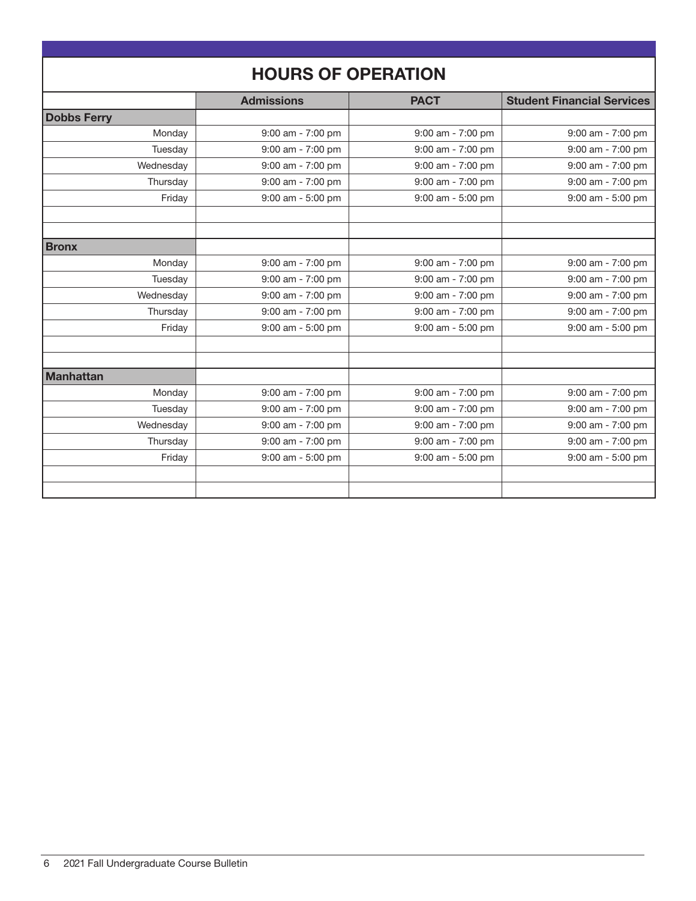## HOURS OF OPERATION

| | Admissions | PACT | Student Financial Services |
|---|---|---|---|
| **Dobbs Ferry** | | | |
| Monday | 9:00 am - 7:00 pm | 9:00 am - 7:00 pm | 9:00 am - 7:00 pm |
| Tuesday | 9:00 am - 7:00 pm | 9:00 am - 7:00 pm | 9:00 am - 7:00 pm |
| Wednesday | 9:00 am - 7:00 pm | 9:00 am - 7:00 pm | 9:00 am - 7:00 pm |
| Thursday | 9:00 am - 7:00 pm | 9:00 am - 7:00 pm | 9:00 am - 7:00 pm |
| Friday | 9:00 am - 5:00 pm | 9:00 am - 5:00 pm | 9:00 am - 5:00 pm |
| | | | |
| | | | |
| **Bronx** | | | |
| Monday | 9:00 am - 7:00 pm | 9:00 am - 7:00 pm | 9:00 am - 7:00 pm |
| Tuesday | 9:00 am - 7:00 pm | 9:00 am - 7:00 pm | 9:00 am - 7:00 pm |
| Wednesday | 9:00 am - 7:00 pm | 9:00 am - 7:00 pm | 9:00 am - 7:00 pm |
| Thursday | 9:00 am - 7:00 pm | 9:00 am - 7:00 pm | 9:00 am - 7:00 pm |
| Friday | 9:00 am - 5:00 pm | 9:00 am - 5:00 pm | 9:00 am - 5:00 pm |
| | | | |
| | | | |
| **Manhattan** | | | |
| Monday | 9:00 am - 7:00 pm | 9:00 am - 7:00 pm | 9:00 am - 7:00 pm |
| Tuesday | 9:00 am - 7:00 pm | 9:00 am - 7:00 pm | 9:00 am - 7:00 pm |
| Wednesday | 9:00 am - 7:00 pm | 9:00 am - 7:00 pm | 9:00 am - 7:00 pm |
| Thursday | 9:00 am - 7:00 pm | 9:00 am - 7:00 pm | 9:00 am - 7:00 pm |
| Friday | 9:00 am - 5:00 pm | 9:00 am - 5:00 pm | 9:00 am - 5:00 pm |
| | | | |
| | | | |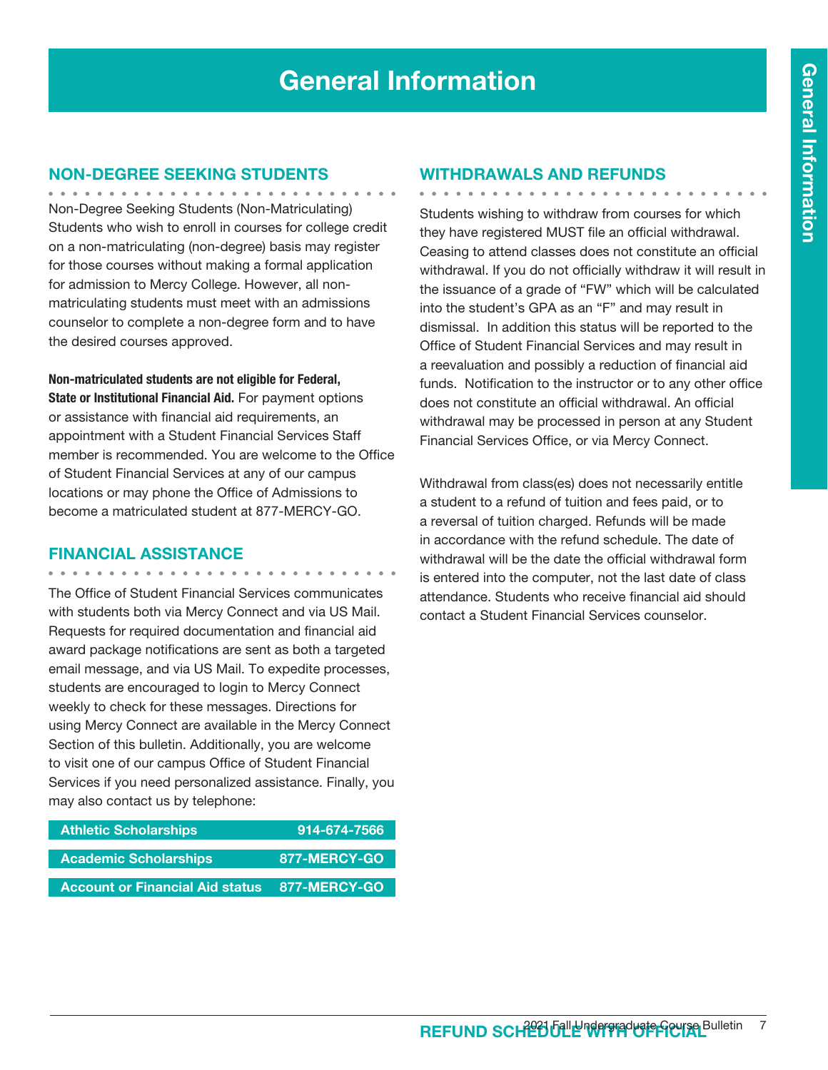# General Information

## NON-DEGREE SEEKING STUDENTS

Non-Degree Seeking Students (Non-Matriculating) Students who wish to enroll in courses for college credit on a non-matriculating (non-degree) basis may register for those courses without making a formal application for admission to Mercy College. However, all non-matriculating students must meet with an admissions counselor to complete a non-degree form and to have the desired courses approved.

**Non-matriculated students are not eligible for Federal, State or Institutional Financial Aid.** For payment options or assistance with financial aid requirements, an appointment with a Student Financial Services Staff member is recommended. You are welcome to the Office of Student Financial Services at any of our campus locations or may phone the Office of Admissions to become a matriculated student at 877-MERCY-GO.

## FINANCIAL ASSISTANCE

The Office of Student Financial Services communicates with students both via Mercy Connect and via US Mail. Requests for required documentation and financial aid award package notifications are sent as both a targeted email message, and via US Mail. To expedite processes, students are encouraged to login to Mercy Connect weekly to check for these messages. Directions for using Mercy Connect are available in the Mercy Connect Section of this bulletin. Additionally, you are welcome to visit one of our campus Office of Student Financial Services if you need personalized assistance. Finally, you may also contact us by telephone:

| | |
|---|---|
| Athletic Scholarships | 914-674-7566 |
| Academic Scholarships | 877-MERCY-GO |
| Account or Financial Aid status | 877-MERCY-GO |

## WITHDRAWALS AND REFUNDS

Students wishing to withdraw from courses for which they have registered MUST file an official withdrawal. Ceasing to attend classes does not constitute an official withdrawal. If you do not officially withdraw it will result in the issuance of a grade of "FW" which will be calculated into the student's GPA as an "F" and may result in dismissal. In addition this status will be reported to the Office of Student Financial Services and may result in a reevaluation and possibly a reduction of financial aid funds. Notification to the instructor or to any other office does not constitute an official withdrawal. An official withdrawal may be processed in person at any Student Financial Services Office, or via Mercy Connect.

Withdrawal from class(es) does not necessarily entitle a student to a refund of tuition and fees paid, or to a reversal of tuition charged. Refunds will be made in accordance with the refund schedule. The date of withdrawal will be the date the official withdrawal form is entered into the computer, not the last date of class attendance. Students who receive financial aid should contact a Student Financial Services counselor.

## REFUND SCHEDULE WITH OFFICIAL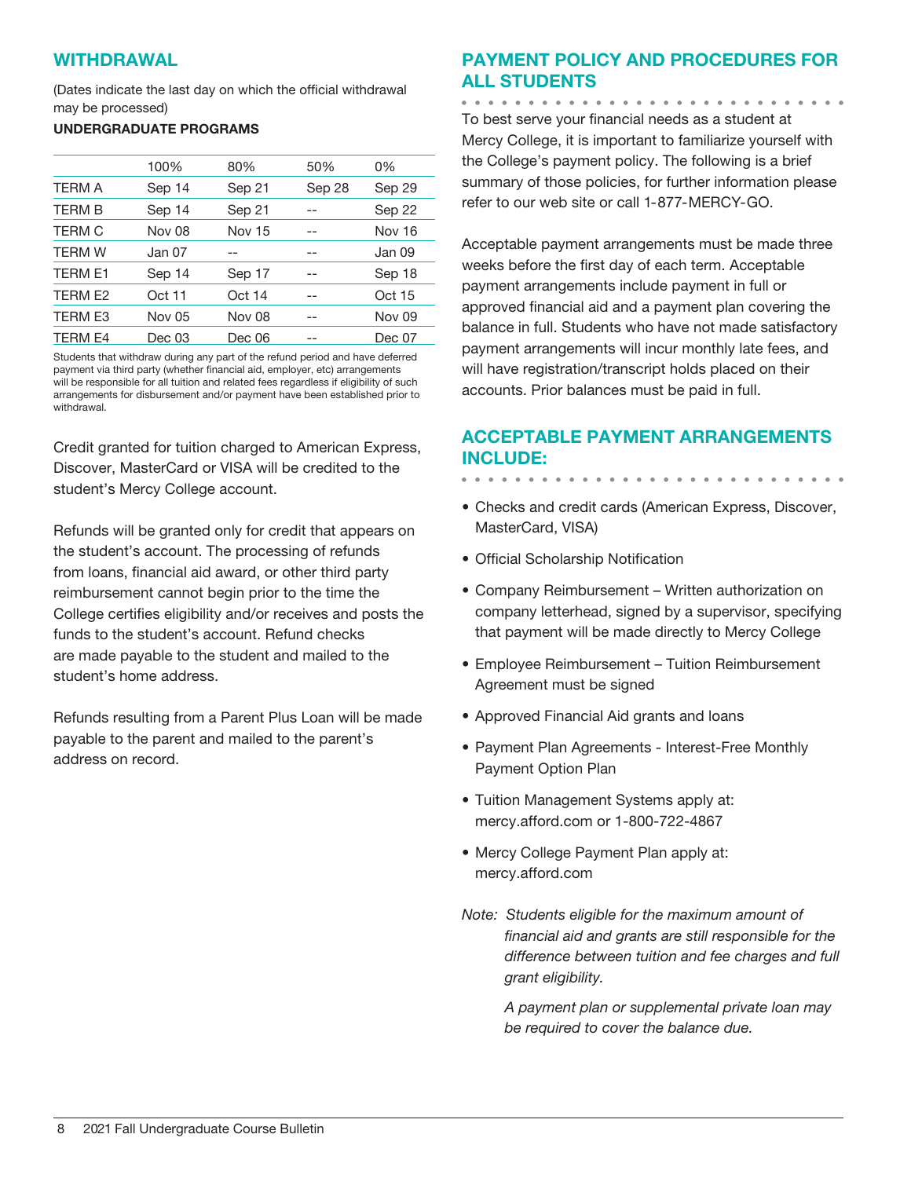## WITHDRAWAL

(Dates indicate the last day on which the official withdrawal may be processed)

**UNDERGRADUATE PROGRAMS**

| | 100% | 80% | 50% | 0% |
|---|---|---|---|---|
| TERM A | Sep 14 | Sep 21 | Sep 28 | Sep 29 |
| TERM B | Sep 14 | Sep 21 | -- | Sep 22 |
| TERM C | Nov 08 | Nov 15 | -- | Nov 16 |
| TERM W | Jan 07 | -- | -- | Jan 09 |
| TERM E1 | Sep 14 | Sep 17 | -- | Sep 18 |
| TERM E2 | Oct 11 | Oct 14 | -- | Oct 15 |
| TERM E3 | Nov 05 | Nov 08 | -- | Nov 09 |
| TERM E4 | Dec 03 | Dec 06 | -- | Dec 07 |

Students that withdraw during any part of the refund period and have deferred payment via third party (whether financial aid, employer, etc) arrangements will be responsible for all tuition and related fees regardless if eligibility of such arrangements for disbursement and/or payment have been established prior to withdrawal.

Credit granted for tuition charged to American Express, Discover, MasterCard or VISA will be credited to the student's Mercy College account.

Refunds will be granted only for credit that appears on the student's account. The processing of refunds from loans, financial aid award, or other third party reimbursement cannot begin prior to the time the College certifies eligibility and/or receives and posts the funds to the student's account. Refund checks are made payable to the student and mailed to the student's home address.

Refunds resulting from a Parent Plus Loan will be made payable to the parent and mailed to the parent's address on record.

## PAYMENT POLICY AND PROCEDURES FOR ALL STUDENTS

To best serve your financial needs as a student at Mercy College, it is important to familiarize yourself with the College's payment policy. The following is a brief summary of those policies, for further information please refer to our web site or call 1-877-MERCY-GO.

Acceptable payment arrangements must be made three weeks before the first day of each term. Acceptable payment arrangements include payment in full or approved financial aid and a payment plan covering the balance in full. Students who have not made satisfactory payment arrangements will incur monthly late fees, and will have registration/transcript holds placed on their accounts. Prior balances must be paid in full.

## ACCEPTABLE PAYMENT ARRANGEMENTS INCLUDE:

- Checks and credit cards (American Express, Discover, MasterCard, VISA)
- Official Scholarship Notification
- Company Reimbursement – Written authorization on company letterhead, signed by a supervisor, specifying that payment will be made directly to Mercy College
- Employee Reimbursement – Tuition Reimbursement Agreement must be signed
- Approved Financial Aid grants and loans
- Payment Plan Agreements - Interest-Free Monthly Payment Option Plan
- Tuition Management Systems apply at: mercy.afford.com or 1-800-722-4867
- Mercy College Payment Plan apply at: mercy.afford.com

*Note: Students eligible for the maximum amount of financial aid and grants are still responsible for the difference between tuition and fee charges and full grant eligibility.*

*A payment plan or supplemental private loan may be required to cover the balance due.*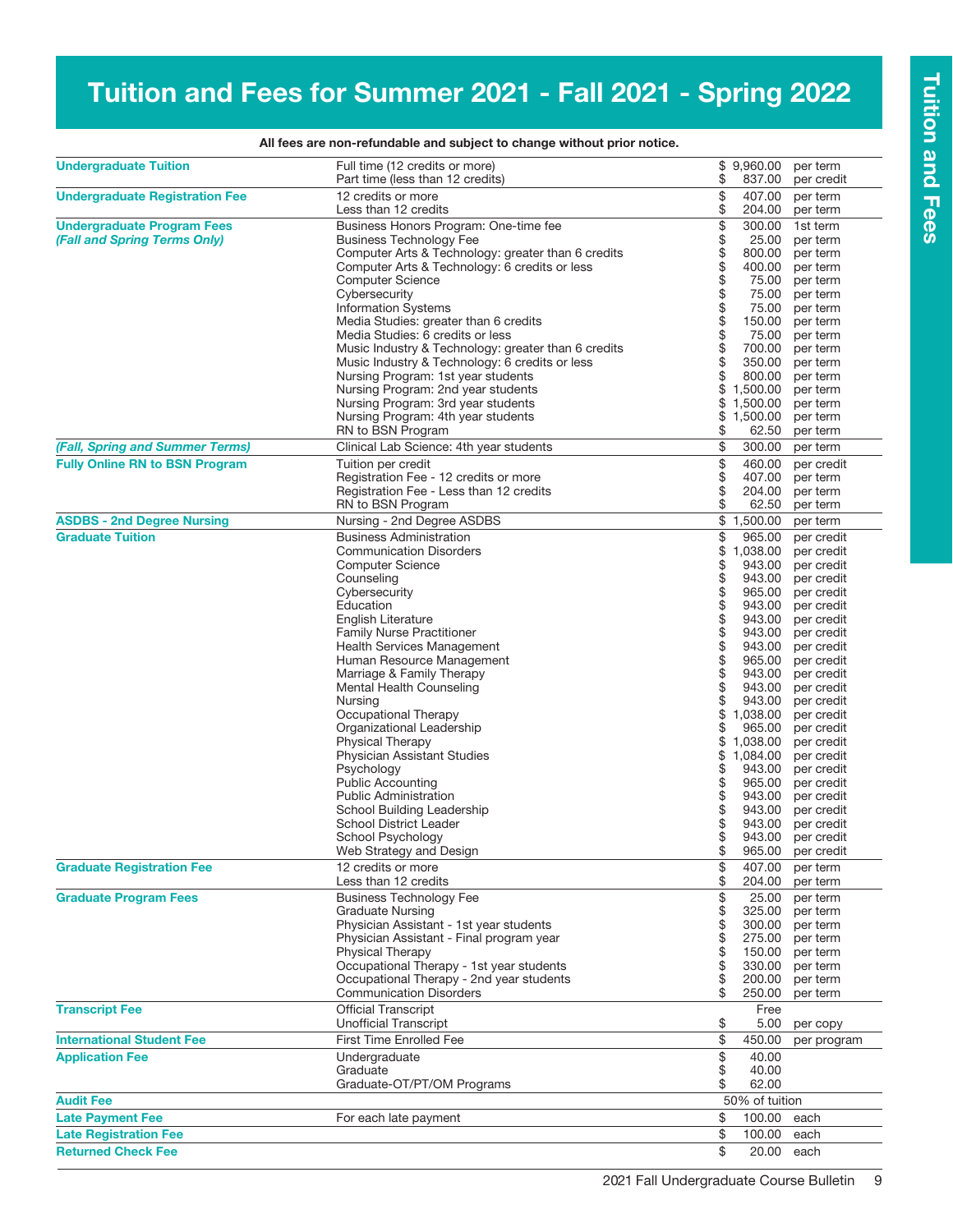# Tuition and Fees for Summer 2021 - Fall 2021 - Spring 2022

**All fees are non-refundable and subject to change without prior notice.**

| Category | Item | Amount | Unit |
|---|---|---|---|
| **Undergraduate Tuition** | Full time (12 credits or more) | $ 9,960.00 | per term |
| | Part time (less than 12 credits) | $ 837.00 | per credit |
| **Undergraduate Registration Fee** | 12 credits or more | $ 407.00 | per term |
| | Less than 12 credits | $ 204.00 | per term |
| **Undergraduate Program Fees** *(Fall and Spring Terms Only)* | Business Honors Program: One-time fee | $ 300.00 | 1st term |
| | Business Technology Fee | $ 25.00 | per term |
| | Computer Arts & Technology: greater than 6 credits | $ 800.00 | per term |
| | Computer Arts & Technology: 6 credits or less | $ 400.00 | per term |
| | Computer Science | $ 75.00 | per term |
| | Cybersecurity | $ 75.00 | per term |
| | Information Systems | $ 75.00 | per term |
| | Media Studies: greater than 6 credits | $ 150.00 | per term |
| | Media Studies: 6 credits or less | $ 75.00 | per term |
| | Music Industry & Technology: greater than 6 credits | $ 700.00 | per term |
| | Music Industry & Technology: 6 credits or less | $ 350.00 | per term |
| | Nursing Program: 1st year students | $ 800.00 | per term |
| | Nursing Program: 2nd year students | $ 1,500.00 | per term |
| | Nursing Program: 3rd year students | $ 1,500.00 | per term |
| | Nursing Program: 4th year students | $ 1,500.00 | per term |
| | RN to BSN Program | $ 62.50 | per term |
| *(Fall, Spring and Summer Terms)* | Clinical Lab Science: 4th year students | $ 300.00 | per term |
| **Fully Online RN to BSN Program** | Tuition per credit | $ 460.00 | per credit |
| | Registration Fee - 12 credits or more | $ 407.00 | per term |
| | Registration Fee - Less than 12 credits | $ 204.00 | per term |
| | RN to BSN Program | $ 62.50 | per term |
| **ASDBS - 2nd Degree Nursing** | Nursing - 2nd Degree ASDBS | $ 1,500.00 | per term |
| **Graduate Tuition** | Business Administration | $ 965.00 | per credit |
| | Communication Disorders | $ 1,038.00 | per credit |
| | Computer Science | $ 943.00 | per credit |
| | Counseling | $ 943.00 | per credit |
| | Cybersecurity | $ 965.00 | per credit |
| | Education | $ 943.00 | per credit |
| | English Literature | $ 943.00 | per credit |
| | Family Nurse Practitioner | $ 943.00 | per credit |
| | Health Services Management | $ 943.00 | per credit |
| | Human Resource Management | $ 965.00 | per credit |
| | Marriage & Family Therapy | $ 943.00 | per credit |
| | Mental Health Counseling | $ 943.00 | per credit |
| | Nursing | $ 943.00 | per credit |
| | Occupational Therapy | $ 1,038.00 | per credit |
| | Organizational Leadership | $ 965.00 | per credit |
| | Physical Therapy | $ 1,038.00 | per credit |
| | Physician Assistant Studies | $ 1,084.00 | per credit |
| | Psychology | $ 943.00 | per credit |
| | Public Accounting | $ 965.00 | per credit |
| | Public Administration | $ 943.00 | per credit |
| | School Building Leadership | $ 943.00 | per credit |
| | School District Leader | $ 943.00 | per credit |
| | School Psychology | $ 943.00 | per credit |
| | Web Strategy and Design | $ 965.00 | per credit |
| **Graduate Registration Fee** | 12 credits or more | $ 407.00 | per term |
| | Less than 12 credits | $ 204.00 | per term |
| **Graduate Program Fees** | Business Technology Fee | $ 25.00 | per term |
| | Graduate Nursing | $ 325.00 | per term |
| | Physician Assistant - 1st year students | $ 300.00 | per term |
| | Physician Assistant - Final program year | $ 275.00 | per term |
| | Physical Therapy | $ 150.00 | per term |
| | Occupational Therapy - 1st year students | $ 330.00 | per term |
| | Occupational Therapy - 2nd year students | $ 200.00 | per term |
| | Communication Disorders | $ 250.00 | per term |
| **Transcript Fee** | Official Transcript | Free | |
| | Unofficial Transcript | $ 5.00 | per copy |
| **International Student Fee** | First Time Enrolled Fee | $ 450.00 | per program |
| **Application Fee** | Undergraduate | $ 40.00 | |
| | Graduate | $ 40.00 | |
| | Graduate-OT/PT/OM Programs | $ 62.00 | |
| **Audit Fee** | | 50% of tuition | |
| **Late Payment Fee** | For each late payment | $ 100.00 | each |
| **Late Registration Fee** | | $ 100.00 | each |
| **Returned Check Fee** | | $ 20.00 | each |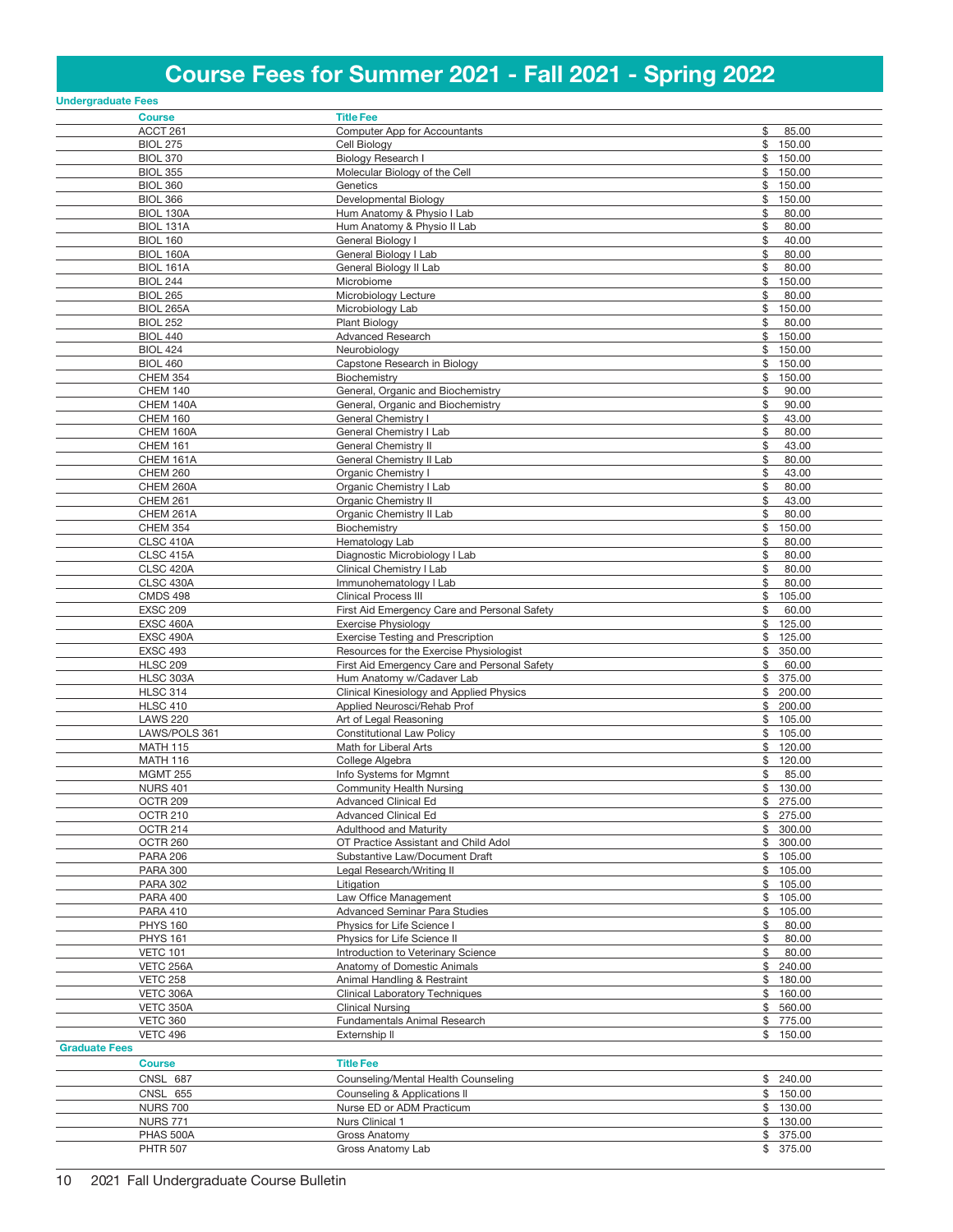# Course Fees for Summer 2021 - Fall 2021 - Spring 2022

## Undergraduate Fees

| Course | Title | Fee |
|---|---|---|
| ACCT 261 | Computer App for Accountants | $ 85.00 |
| BIOL 275 | Cell Biology | $ 150.00 |
| BIOL 370 | Biology Research I | $ 150.00 |
| BIOL 355 | Molecular Biology of the Cell | $ 150.00 |
| BIOL 360 | Genetics | $ 150.00 |
| BIOL 366 | Developmental Biology | $ 150.00 |
| BIOL 130A | Hum Anatomy & Physio I Lab | $ 80.00 |
| BIOL 131A | Hum Anatomy & Physio II Lab | $ 80.00 |
| BIOL 160 | General Biology I | $ 40.00 |
| BIOL 160A | General Biology I Lab | $ 80.00 |
| BIOL 161A | General Biology II Lab | $ 80.00 |
| BIOL 244 | Microbiome | $ 150.00 |
| BIOL 265 | Microbiology Lecture | $ 80.00 |
| BIOL 265A | Microbiology Lab | $ 150.00 |
| BIOL 252 | Plant Biology | $ 80.00 |
| BIOL 440 | Advanced Research | $ 150.00 |
| BIOL 424 | Neurobiology | $ 150.00 |
| BIOL 460 | Capstone Research in Biology | $ 150.00 |
| CHEM 354 | Biochemistry | $ 150.00 |
| CHEM 140 | General, Organic and Biochemistry | $ 90.00 |
| CHEM 140A | General, Organic and Biochemistry | $ 90.00 |
| CHEM 160 | General Chemistry I | $ 43.00 |
| CHEM 160A | General Chemistry I Lab | $ 80.00 |
| CHEM 161 | General Chemistry II | $ 43.00 |
| CHEM 161A | General Chemistry II Lab | $ 80.00 |
| CHEM 260 | Organic Chemistry I | $ 43.00 |
| CHEM 260A | Organic Chemistry I Lab | $ 80.00 |
| CHEM 261 | Organic Chemistry II | $ 43.00 |
| CHEM 261A | Organic Chemistry II Lab | $ 80.00 |
| CHEM 354 | Biochemistry | $ 150.00 |
| CLSC 410A | Hematology Lab | $ 80.00 |
| CLSC 415A | Diagnostic Microbiology I Lab | $ 80.00 |
| CLSC 420A | Clinical Chemistry I Lab | $ 80.00 |
| CLSC 430A | Immunohematology I Lab | $ 80.00 |
| CMDS 498 | Clinical Process III | $ 105.00 |
| EXSC 209 | First Aid Emergency Care and Personal Safety | $ 60.00 |
| EXSC 460A | Exercise Physiology | $ 125.00 |
| EXSC 490A | Exercise Testing and Prescription | $ 125.00 |
| EXSC 493 | Resources for the Exercise Physiologist | $ 350.00 |
| HLSC 209 | First Aid Emergency Care and Personal Safety | $ 60.00 |
| HLSC 303A | Hum Anatomy w/Cadaver Lab | $ 375.00 |
| HLSC 314 | Clinical Kinesiology and Applied Physics | $ 200.00 |
| HLSC 410 | Applied Neurosci/Rehab Prof | $ 200.00 |
| LAWS 220 | Art of Legal Reasoning | $ 105.00 |
| LAWS/POLS 361 | Constitutional Law Policy | $ 105.00 |
| MATH 115 | Math for Liberal Arts | $ 120.00 |
| MATH 116 | College Algebra | $ 120.00 |
| MGMT 255 | Info Systems for Mgmnt | $ 85.00 |
| NURS 401 | Community Health Nursing | $ 130.00 |
| OCTR 209 | Advanced Clinical Ed | $ 275.00 |
| OCTR 210 | Advanced Clinical Ed | $ 275.00 |
| OCTR 214 | Adulthood and Maturity | $ 300.00 |
| OCTR 260 | OT Practice Assistant and Child Adol | $ 300.00 |
| PARA 206 | Substantive Law/Document Draft | $ 105.00 |
| PARA 300 | Legal Research/Writing II | $ 105.00 |
| PARA 302 | Litigation | $ 105.00 |
| PARA 400 | Law Office Management | $ 105.00 |
| PARA 410 | Advanced Seminar Para Studies | $ 105.00 |
| PHYS 160 | Physics for Life Science I | $ 80.00 |
| PHYS 161 | Physics for Life Science II | $ 80.00 |
| VETC 101 | Introduction to Veterinary Science | $ 80.00 |
| VETC 256A | Anatomy of Domestic Animals | $ 240.00 |
| VETC 258 | Animal Handling & Restraint | $ 180.00 |
| VETC 306A | Clinical Laboratory Techniques | $ 160.00 |
| VETC 350A | Clinical Nursing | $ 560.00 |
| VETC 360 | Fundamentals Animal Research | $ 775.00 |
| VETC 496 | Externship II | $ 150.00 |

## Graduate Fees

| Course | Title | Fee |
|---|---|---|
| CNSL 687 | Counseling/Mental Health Counseling | $ 240.00 |
| CNSL 655 | Counseling & Applications II | $ 150.00 |
| NURS 700 | Nurse ED or ADM Practicum | $ 130.00 |
| NURS 771 | Nurs Clinical 1 | $ 130.00 |
| PHAS 500A | Gross Anatomy | $ 375.00 |
| PHTR 507 | Gross Anatomy Lab | $ 375.00 |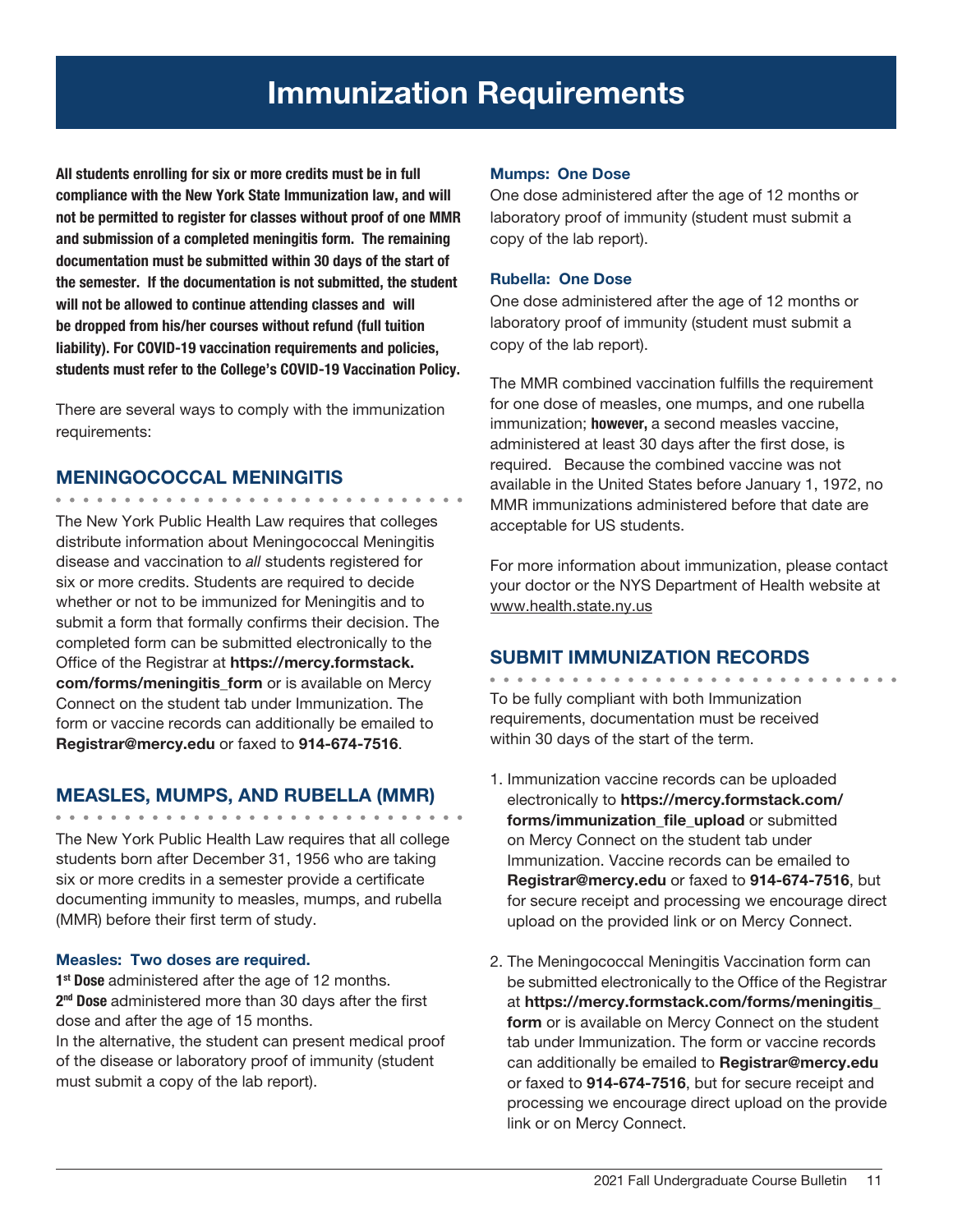# Immunization Requirements

**All students enrolling for six or more credits must be in full compliance with the New York State Immunization law, and will not be permitted to register for classes without proof of one MMR and submission of a completed meningitis form. The remaining documentation must be submitted within 30 days of the start of the semester. If the documentation is not submitted, the student will not be allowed to continue attending classes and will be dropped from his/her courses without refund (full tuition liability). For COVID-19 vaccination requirements and policies, students must refer to the College's COVID-19 Vaccination Policy.**

There are several ways to comply with the immunization requirements:

## MENINGOCOCCAL MENINGITIS

The New York Public Health Law requires that colleges distribute information about Meningococcal Meningitis disease and vaccination to *all* students registered for six or more credits. Students are required to decide whether or not to be immunized for Meningitis and to submit a form that formally confirms their decision. The completed form can be submitted electronically to the Office of the Registrar at **https://mercy.formstack.com/forms/meningitis_form** or is available on Mercy Connect on the student tab under Immunization. The form or vaccine records can additionally be emailed to **Registrar@mercy.edu** or faxed to **914-674-7516**.

## MEASLES, MUMPS, AND RUBELLA (MMR)

The New York Public Health Law requires that all college students born after December 31, 1956 who are taking six or more credits in a semester provide a certificate documenting immunity to measles, mumps, and rubella (MMR) before their first term of study.

### Measles: Two doses are required.

**1st Dose** administered after the age of 12 months.
**2nd Dose** administered more than 30 days after the first dose and after the age of 15 months.
In the alternative, the student can present medical proof of the disease or laboratory proof of immunity (student must submit a copy of the lab report).

### Mumps: One Dose

One dose administered after the age of 12 months or laboratory proof of immunity (student must submit a copy of the lab report).

### Rubella: One Dose

One dose administered after the age of 12 months or laboratory proof of immunity (student must submit a copy of the lab report).

The MMR combined vaccination fulfills the requirement for one dose of measles, one mumps, and one rubella immunization; **however,** a second measles vaccine, administered at least 30 days after the first dose, is required. Because the combined vaccine was not available in the United States before January 1, 1972, no MMR immunizations administered before that date are acceptable for US students.

For more information about immunization, please contact your doctor or the NYS Department of Health website at www.health.state.ny.us

## SUBMIT IMMUNIZATION RECORDS

To be fully compliant with both Immunization requirements, documentation must be received within 30 days of the start of the term.

1. Immunization vaccine records can be uploaded electronically to **https://mercy.formstack.com/forms/immunization_file_upload** or submitted on Mercy Connect on the student tab under Immunization. Vaccine records can be emailed to **Registrar@mercy.edu** or faxed to **914-674-7516**, but for secure receipt and processing we encourage direct upload on the provided link or on Mercy Connect.

2. The Meningococcal Meningitis Vaccination form can be submitted electronically to the Office of the Registrar at **https://mercy.formstack.com/forms/meningitis_form** or is available on Mercy Connect on the student tab under Immunization. The form or vaccine records can additionally be emailed to **Registrar@mercy.edu** or faxed to **914-674-7516**, but for secure receipt and processing we encourage direct upload on the provide link or on Mercy Connect.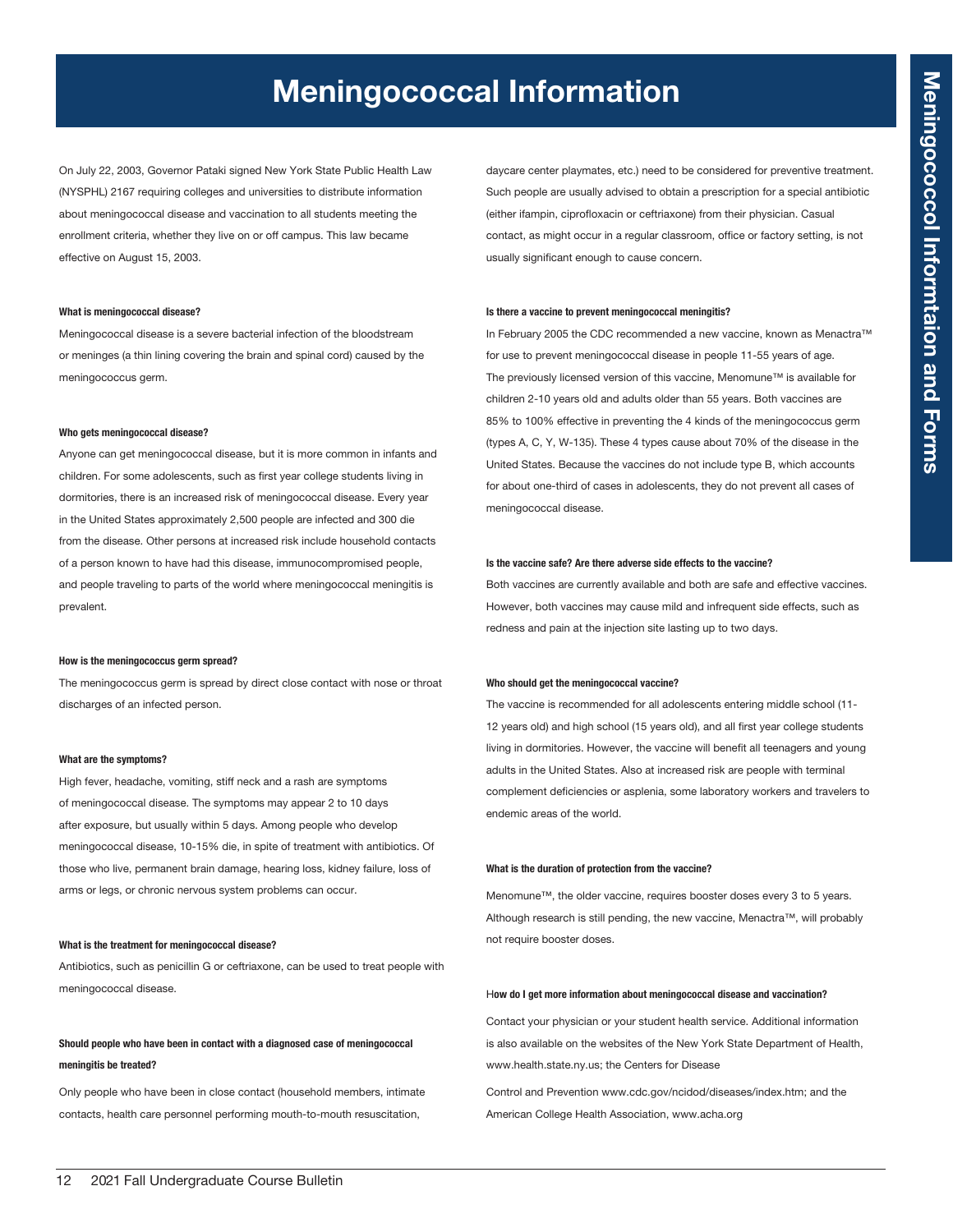# Meningococcal Information

On July 22, 2003, Governor Pataki signed New York State Public Health Law (NYSPHL) 2167 requiring colleges and universities to distribute information about meningococcal disease and vaccination to all students meeting the enrollment criteria, whether they live on or off campus. This law became effective on August 15, 2003.

**What is meningococcal disease?**

Meningococcal disease is a severe bacterial infection of the bloodstream or meninges (a thin lining covering the brain and spinal cord) caused by the meningococcus germ.

**Who gets meningococcal disease?**

Anyone can get meningococcal disease, but it is more common in infants and children. For some adolescents, such as first year college students living in dormitories, there is an increased risk of meningococcal disease. Every year in the United States approximately 2,500 people are infected and 300 die from the disease. Other persons at increased risk include household contacts of a person known to have had this disease, immunocompromised people, and people traveling to parts of the world where meningococcal meningitis is prevalent.

**How is the meningococcus germ spread?**

The meningococcus germ is spread by direct close contact with nose or throat discharges of an infected person.

**What are the symptoms?**

High fever, headache, vomiting, stiff neck and a rash are symptoms of meningococcal disease. The symptoms may appear 2 to 10 days after exposure, but usually within 5 days. Among people who develop meningococcal disease, 10-15% die, in spite of treatment with antibiotics. Of those who live, permanent brain damage, hearing loss, kidney failure, loss of arms or legs, or chronic nervous system problems can occur.

**What is the treatment for meningococcal disease?**

Antibiotics, such as penicillin G or ceftriaxone, can be used to treat people with meningococcal disease.

**Should people who have been in contact with a diagnosed case of meningococcal meningitis be treated?**

Only people who have been in close contact (household members, intimate contacts, health care personnel performing mouth-to-mouth resuscitation, daycare center playmates, etc.) need to be considered for preventive treatment. Such people are usually advised to obtain a prescription for a special antibiotic (either ifampin, ciprofloxacin or ceftriaxone) from their physician. Casual contact, as might occur in a regular classroom, office or factory setting, is not usually significant enough to cause concern.

**Is there a vaccine to prevent meningococcal meningitis?**

In February 2005 the CDC recommended a new vaccine, known as Menactra™ for use to prevent meningococcal disease in people 11-55 years of age. The previously licensed version of this vaccine, Menomune™ is available for children 2-10 years old and adults older than 55 years. Both vaccines are 85% to 100% effective in preventing the 4 kinds of the meningococcus germ (types A, C, Y, W-135). These 4 types cause about 70% of the disease in the United States. Because the vaccines do not include type B, which accounts for about one-third of cases in adolescents, they do not prevent all cases of meningococcal disease.

**Is the vaccine safe? Are there adverse side effects to the vaccine?**

Both vaccines are currently available and both are safe and effective vaccines. However, both vaccines may cause mild and infrequent side effects, such as redness and pain at the injection site lasting up to two days.

**Who should get the meningococcal vaccine?**

The vaccine is recommended for all adolescents entering middle school (11-12 years old) and high school (15 years old), and all first year college students living in dormitories. However, the vaccine will benefit all teenagers and young adults in the United States. Also at increased risk are people with terminal complement deficiencies or asplenia, some laboratory workers and travelers to endemic areas of the world.

**What is the duration of protection from the vaccine?**

Menomune™, the older vaccine, requires booster doses every 3 to 5 years. Although research is still pending, the new vaccine, Menactra™, will probably not require booster doses.

**How do I get more information about meningococcal disease and vaccination?**

Contact your physician or your student health service. Additional information is also available on the websites of the New York State Department of Health, www.health.state.ny.us; the Centers for Disease

Control and Prevention www.cdc.gov/ncidod/diseases/index.htm; and the American College Health Association, www.acha.org